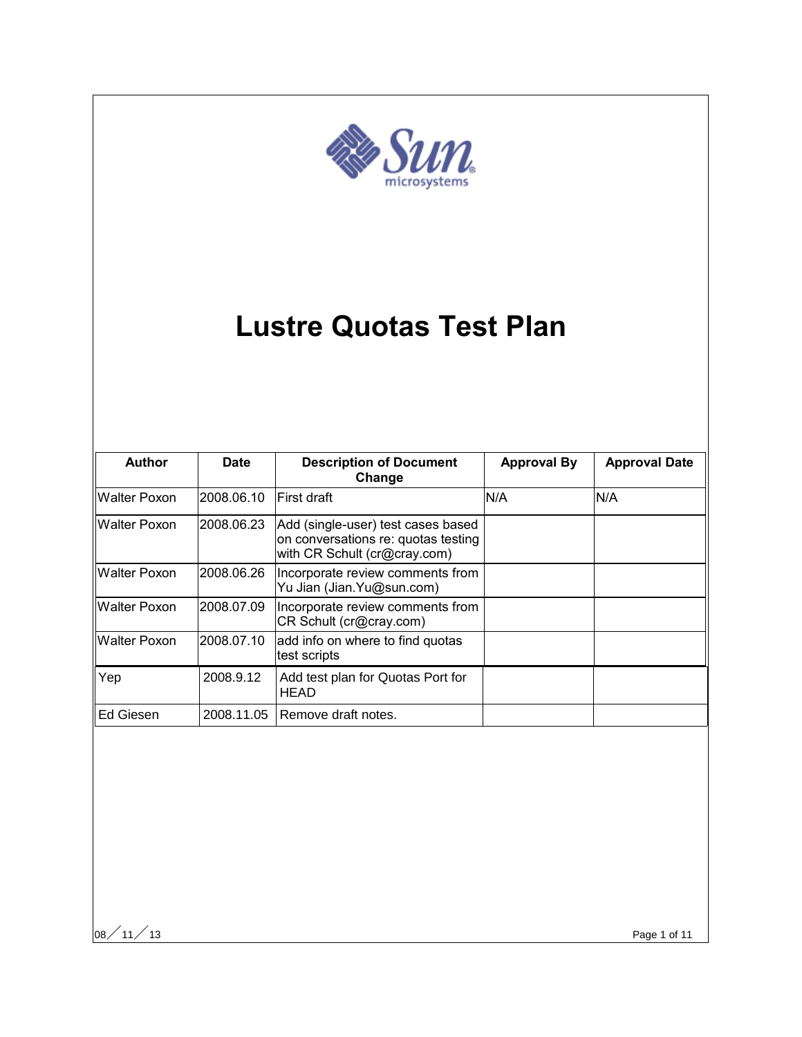# Lustre Quotas Test Plan

| Author | Date | Description of Document Change | Approval By | Approval Date |
| --- | --- | --- | --- | --- |
| Walter Poxon | 2008.06.10 | First draft | N/A | N/A |
| Walter Poxon | 2008.06.23 | Add (single-user) test cases based on conversations re: quotas testing with CR Schult (cr@cray.com) | | |
| Walter Poxon | 2008.06.26 | Incorporate review comments from Yu Jian (Jian.Yu@sun.com) | | |
| Walter Poxon | 2008.07.09 | Incorporate review comments from CR Schult (cr@cray.com) | | |
| Walter Poxon | 2008.07.10 | add info on where to find quotas test scripts | | |
| Yep | 2008.9.12 | Add test plan for Quotas Port for HEAD | | |
| Ed Giesen | 2008.11.05 | Remove draft notes. | | |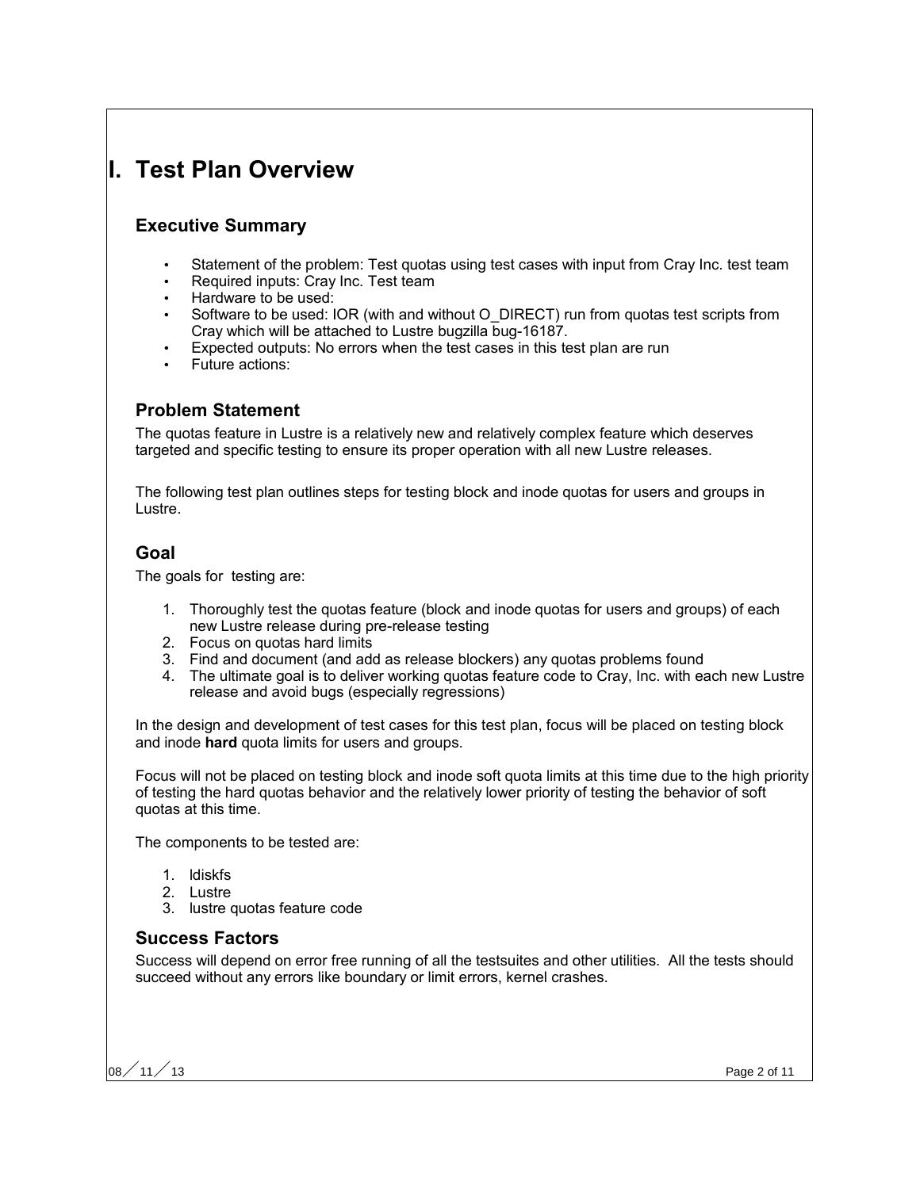# I. Test Plan Overview

## Executive Summary

- Statement of the problem: Test quotas using test cases with input from Cray Inc. test team
- Required inputs: Cray Inc. Test team
- Hardware to be used:
- Software to be used: IOR (with and without O_DIRECT) run from quotas test scripts from Cray which will be attached to Lustre bugzilla bug-16187.
- Expected outputs: No errors when the test cases in this test plan are run
- Future actions:

## Problem Statement

The quotas feature in Lustre is a relatively new and relatively complex feature which deserves targeted and specific testing to ensure its proper operation with all new Lustre releases.

The following test plan outlines steps for testing block and inode quotas for users and groups in Lustre.

## Goal

The goals for testing are:

1. Thoroughly test the quotas feature (block and inode quotas for users and groups) of each new Lustre release during pre-release testing
2. Focus on quotas hard limits
3. Find and document (and add as release blockers) any quotas problems found
4. The ultimate goal is to deliver working quotas feature code to Cray, Inc. with each new Lustre release and avoid bugs (especially regressions)

In the design and development of test cases for this test plan, focus will be placed on testing block and inode **hard** quota limits for users and groups.

Focus will not be placed on testing block and inode soft quota limits at this time due to the high priority of testing the hard quotas behavior and the relatively lower priority of testing the behavior of soft quotas at this time.

The components to be tested are:

1. ldiskfs
2. Lustre
3. lustre quotas feature code

## Success Factors

Success will depend on error free running of all the testsuites and other utilities. All the tests should succeed without any errors like boundary or limit errors, kernel crashes.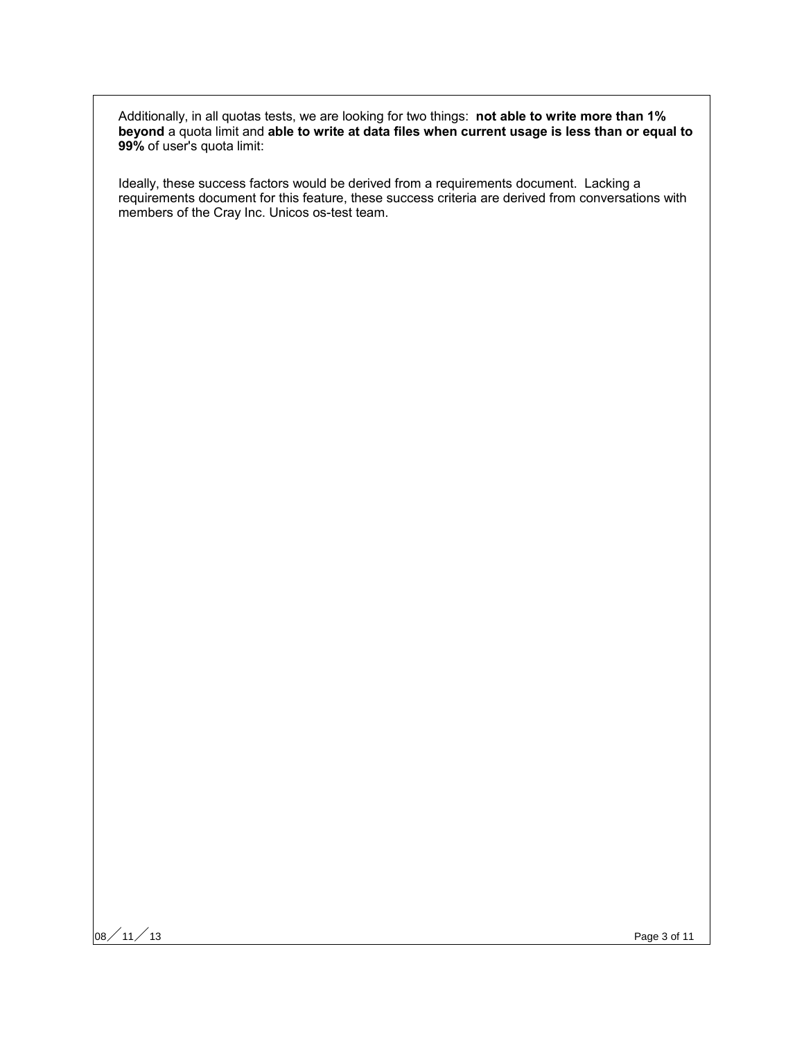Additionally, in all quotas tests, we are looking for two things: **not able to write more than 1% beyond** a quota limit and **able to write at data files when current usage is less than or equal to 99%** of user's quota limit:

Ideally, these success factors would be derived from a requirements document. Lacking a requirements document for this feature, these success criteria are derived from conversations with members of the Cray Inc. Unicos os-test team.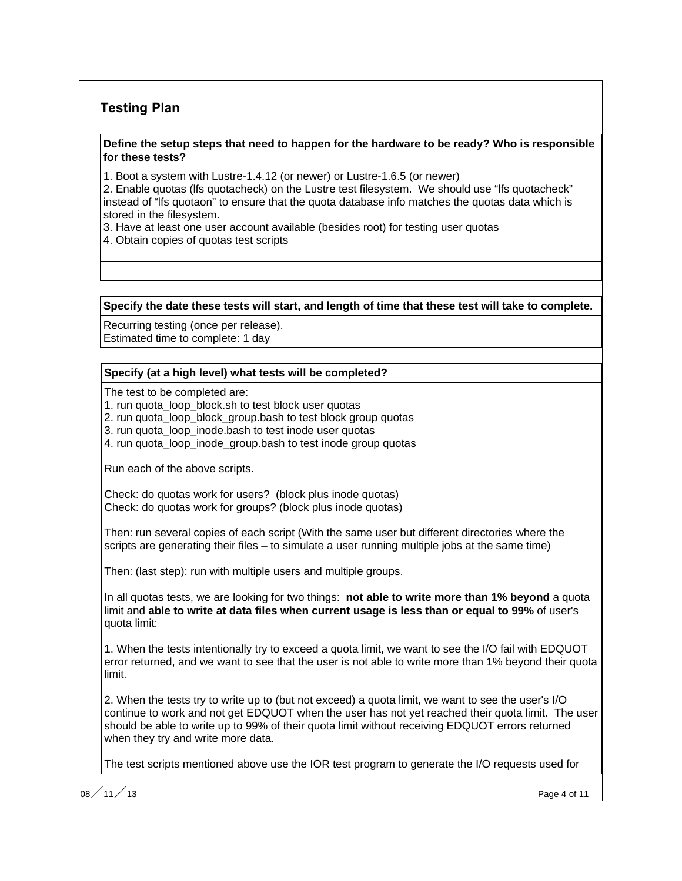## Testing Plan

**Define the setup steps that need to happen for the hardware to be ready? Who is responsible for these tests?**

1. Boot a system with Lustre-1.4.12 (or newer) or Lustre-1.6.5 (or newer)
2. Enable quotas (lfs quotacheck) on the Lustre test filesystem. We should use "lfs quotacheck" instead of "lfs quotaon" to ensure that the quota database info matches the quotas data which is stored in the filesystem.
3. Have at least one user account available (besides root) for testing user quotas
4. Obtain copies of quotas test scripts

**Specify the date these tests will start, and length of time that these test will take to complete.**

Recurring testing (once per release).
Estimated time to complete: 1 day

**Specify (at a high level) what tests will be completed?**

The test to be completed are:
1. run quota_loop_block.sh to test block user quotas
2. run quota_loop_block_group.bash to test block group quotas
3. run quota_loop_inode.bash to test inode user quotas
4. run quota_loop_inode_group.bash to test inode group quotas

Run each of the above scripts.

Check: do quotas work for users? (block plus inode quotas)
Check: do quotas work for groups? (block plus inode quotas)

Then: run several copies of each script (With the same user but different directories where the scripts are generating their files – to simulate a user running multiple jobs at the same time)

Then: (last step): run with multiple users and multiple groups.

In all quotas tests, we are looking for two things: **not able to write more than 1% beyond** a quota limit and **able to write at data files when current usage is less than or equal to 99%** of user's quota limit:

1. When the tests intentionally try to exceed a quota limit, we want to see the I/O fail with EDQUOT error returned, and we want to see that the user is not able to write more than 1% beyond their quota limit.

2. When the tests try to write up to (but not exceed) a quota limit, we want to see the user's I/O continue to work and not get EDQUOT when the user has not yet reached their quota limit. The user should be able to write up to 99% of their quota limit without receiving EDQUOT errors returned when they try and write more data.

The test scripts mentioned above use the IOR test program to generate the I/O requests used for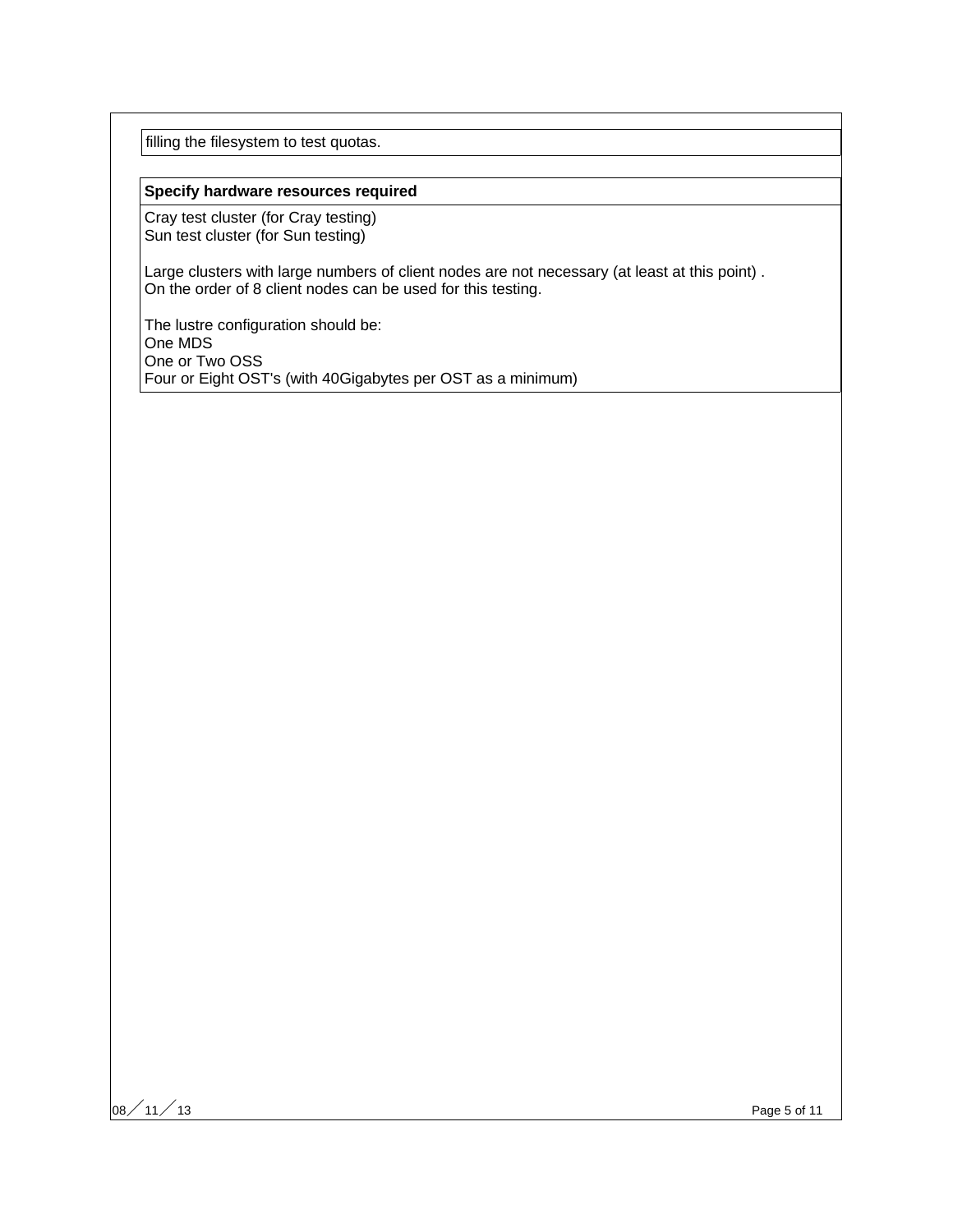filling the filesystem to test quotas.

**Specify hardware resources required**

Cray test cluster (for Cray testing)
Sun test cluster (for Sun testing)

Large clusters with large numbers of client nodes are not necessary (at least at this point) .
On the order of 8 client nodes can be used for this testing.

The lustre configuration should be:
One MDS
One or Two OSS
Four or Eight OST's (with 40Gigabytes per OST as a minimum)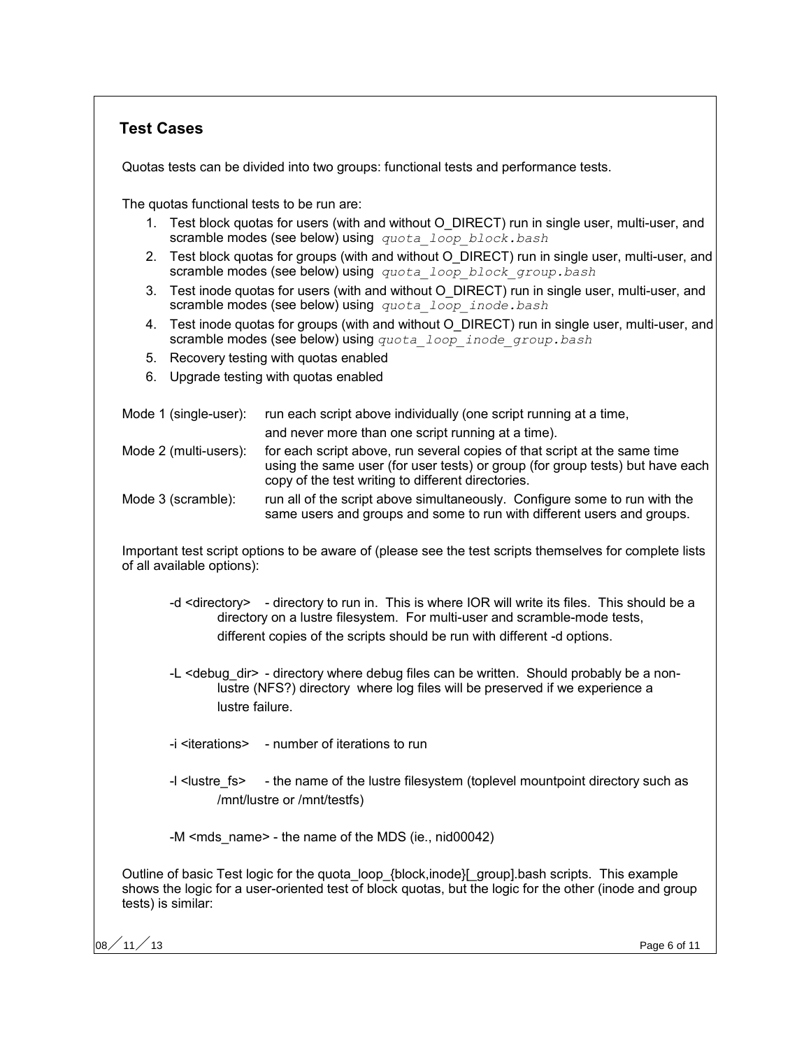## Test Cases

Quotas tests can be divided into two groups: functional tests and performance tests.

The quotas functional tests to be run are:

1. Test block quotas for users (with and without O_DIRECT) run in single user, multi-user, and scramble modes (see below) using *quota_loop_block.bash*
2. Test block quotas for groups (with and without O_DIRECT) run in single user, multi-user, and scramble modes (see below) using *quota_loop_block_group.bash*
3. Test inode quotas for users (with and without O_DIRECT) run in single user, multi-user, and scramble modes (see below) using *quota_loop_inode.bash*
4. Test inode quotas for groups (with and without O_DIRECT) run in single user, multi-user, and scramble modes (see below) using *quota_loop_inode_group.bash*
5. Recovery testing with quotas enabled
6. Upgrade testing with quotas enabled

Mode 1 (single-user): run each script above individually (one script running at a time, and never more than one script running at a time).

Mode 2 (multi-users): for each script above, run several copies of that script at the same time using the same user (for user tests) or group (for group tests) but have each copy of the test writing to different directories.

Mode 3 (scramble): run all of the script above simultaneously. Configure some to run with the same users and groups and some to run with different users and groups.

Important test script options to be aware of (please see the test scripts themselves for complete lists of all available options):

-d <directory> - directory to run in. This is where IOR will write its files. This should be a directory on a lustre filesystem. For multi-user and scramble-mode tests, different copies of the scripts should be run with different -d options.

-L <debug_dir> - directory where debug files can be written. Should probably be a non-lustre (NFS?) directory where log files will be preserved if we experience a lustre failure.

-i <iterations> - number of iterations to run

-l <lustre_fs> - the name of the lustre filesystem (toplevel mountpoint directory such as /mnt/lustre or /mnt/testfs)

-M <mds_name> - the name of the MDS (ie., nid00042)

Outline of basic Test logic for the quota_loop_{block,inode}[_group].bash scripts. This example shows the logic for a user-oriented test of block quotas, but the logic for the other (inode and group tests) is similar: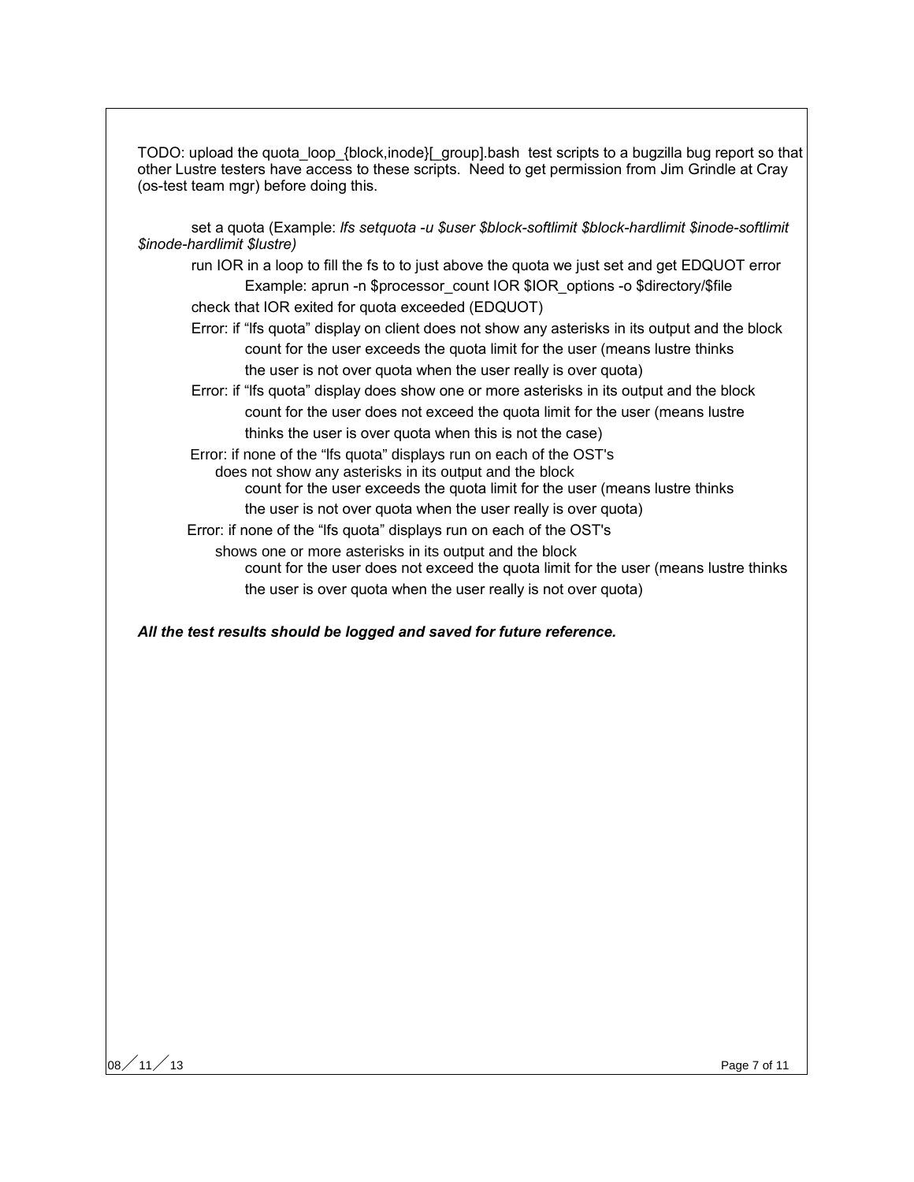TODO: upload the quota_loop_{block,inode}[_group].bash test scripts to a bugzilla bug report so that other Lustre testers have access to these scripts. Need to get permission from Jim Grindle at Cray (os-test team mgr) before doing this.

set a quota (Example: *lfs setquota -u $user $block-softlimit $block-hardlimit $inode-softlimit $inode-hardlimit $lustre)*

run IOR in a loop to fill the fs to to just above the quota we just set and get EDQUOT error

Example: aprun -n $processor_count IOR $IOR_options -o $directory/$file

check that IOR exited for quota exceeded (EDQUOT)

Error: if "lfs quota" display on client does not show any asterisks in its output and the block count for the user exceeds the quota limit for the user (means lustre thinks the user is not over quota when the user really is over quota)

Error: if "lfs quota" display does show one or more asterisks in its output and the block count for the user does not exceed the quota limit for the user (means lustre thinks the user is over quota when this is not the case)

Error: if none of the "lfs quota" displays run on each of the OST's does not show any asterisks in its output and the block count for the user exceeds the quota limit for the user (means lustre thinks the user is not over quota when the user really is over quota)

Error: if none of the "lfs quota" displays run on each of the OST's shows one or more asterisks in its output and the block count for the user does not exceed the quota limit for the user (means lustre thinks the user is over quota when the user really is not over quota)

***All the test results should be logged and saved for future reference.***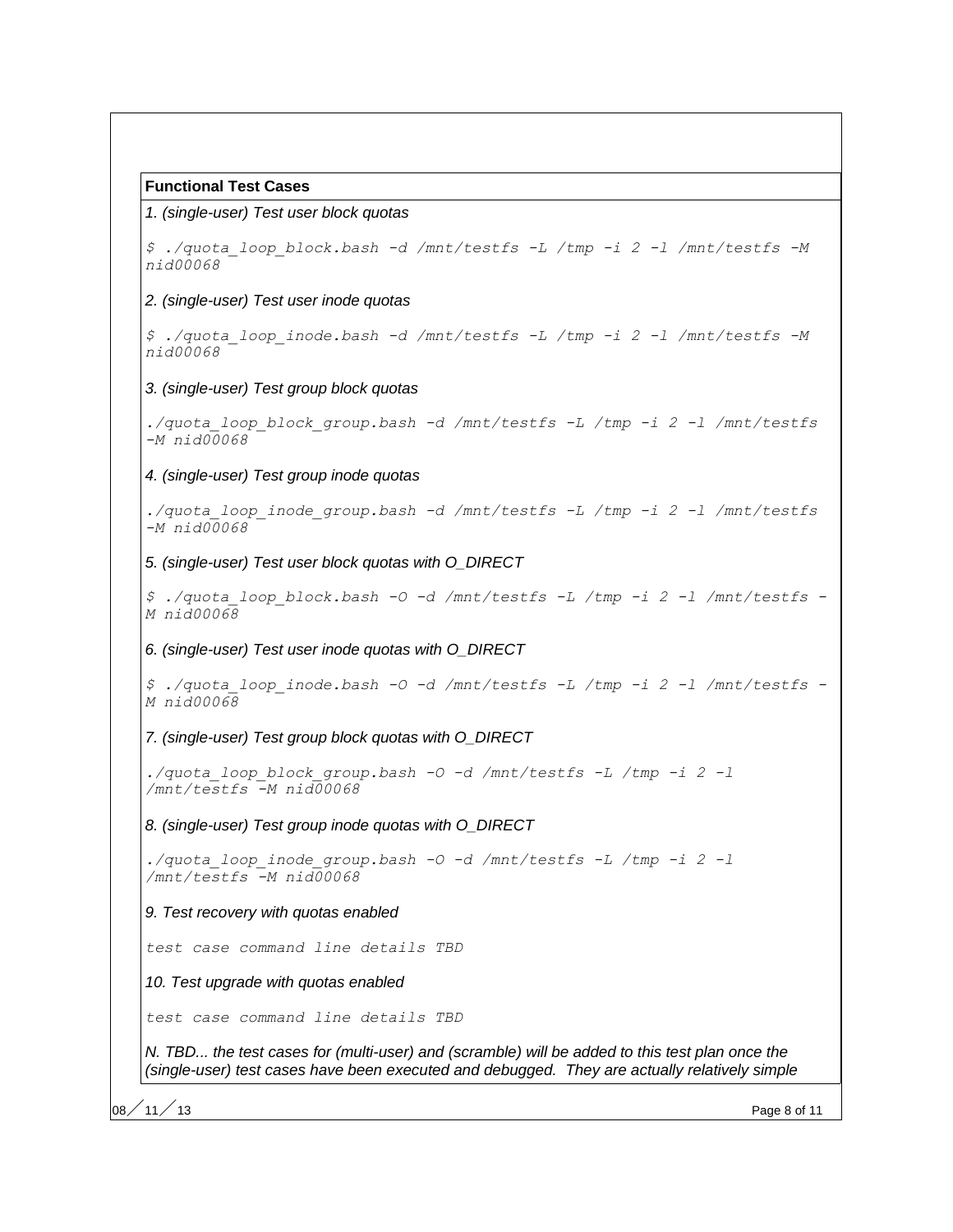**Functional Test Cases**

*1. (single-user) Test user block quotas*

```
$ ./quota_loop_block.bash -d /mnt/testfs -L /tmp -i 2 -l /mnt/testfs -M nid00068
```

*2. (single-user) Test user inode quotas*

```
$ ./quota_loop_inode.bash -d /mnt/testfs -L /tmp -i 2 -l /mnt/testfs -M nid00068
```

*3. (single-user) Test group block quotas*

```
./quota_loop_block_group.bash -d /mnt/testfs -L /tmp -i 2 -l /mnt/testfs -M nid00068
```

*4. (single-user) Test group inode quotas*

```
./quota_loop_inode_group.bash -d /mnt/testfs -L /tmp -i 2 -l /mnt/testfs -M nid00068
```

*5. (single-user) Test user block quotas with O_DIRECT*

```
$ ./quota_loop_block.bash -O -d /mnt/testfs -L /tmp -i 2 -l /mnt/testfs -M nid00068
```

*6. (single-user) Test user inode quotas with O_DIRECT*

```
$ ./quota_loop_inode.bash -O -d /mnt/testfs -L /tmp -i 2 -l /mnt/testfs -M nid00068
```

*7. (single-user) Test group block quotas with O_DIRECT*

```
./quota_loop_block_group.bash -O -d /mnt/testfs -L /tmp -i 2 -l /mnt/testfs -M nid00068
```

*8. (single-user) Test group inode quotas with O_DIRECT*

```
./quota_loop_inode_group.bash -O -d /mnt/testfs -L /tmp -i 2 -l /mnt/testfs -M nid00068
```

*9. Test recovery with quotas enabled*

*test case command line details TBD*

*10. Test upgrade with quotas enabled*

*test case command line details TBD*

*N. TBD... the test cases for (multi-user) and (scramble) will be added to this test plan once the (single-user) test cases have been executed and debugged. They are actually relatively simple*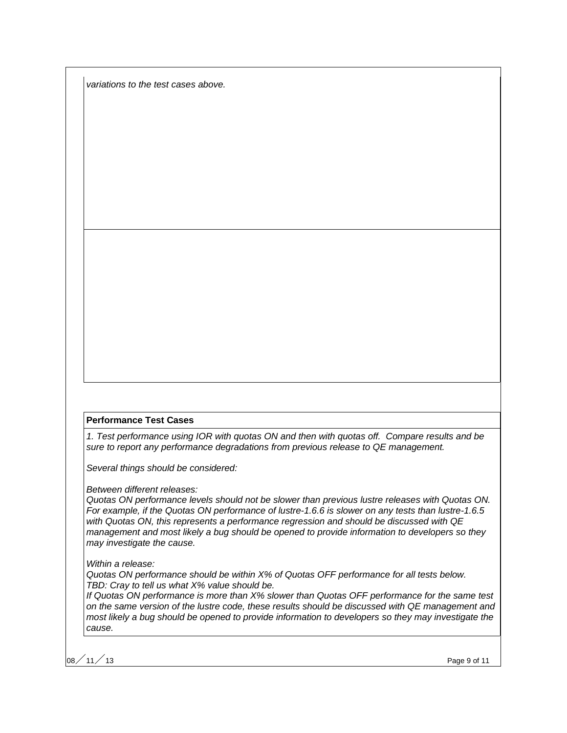*variations to the test cases above.*

**Performance Test Cases**

*1. Test performance using IOR with quotas ON and then with quotas off. Compare results and be sure to report any performance degradations from previous release to QE management.*

*Several things should be considered:*

*Between different releases:*
*Quotas ON performance levels should not be slower than previous lustre releases with Quotas ON. For example, if the Quotas ON performance of lustre-1.6.6 is slower on any tests than lustre-1.6.5 with Quotas ON, this represents a performance regression and should be discussed with QE management and most likely a bug should be opened to provide information to developers so they may investigate the cause.*

*Within a release:*
*Quotas ON performance should be within X% of Quotas OFF performance for all tests below.*
*TBD: Cray to tell us what X% value should be.*
*If Quotas ON performance is more than X% slower than Quotas OFF performance for the same test on the same version of the lustre code, these results should be discussed with QE management and most likely a bug should be opened to provide information to developers so they may investigate the cause.*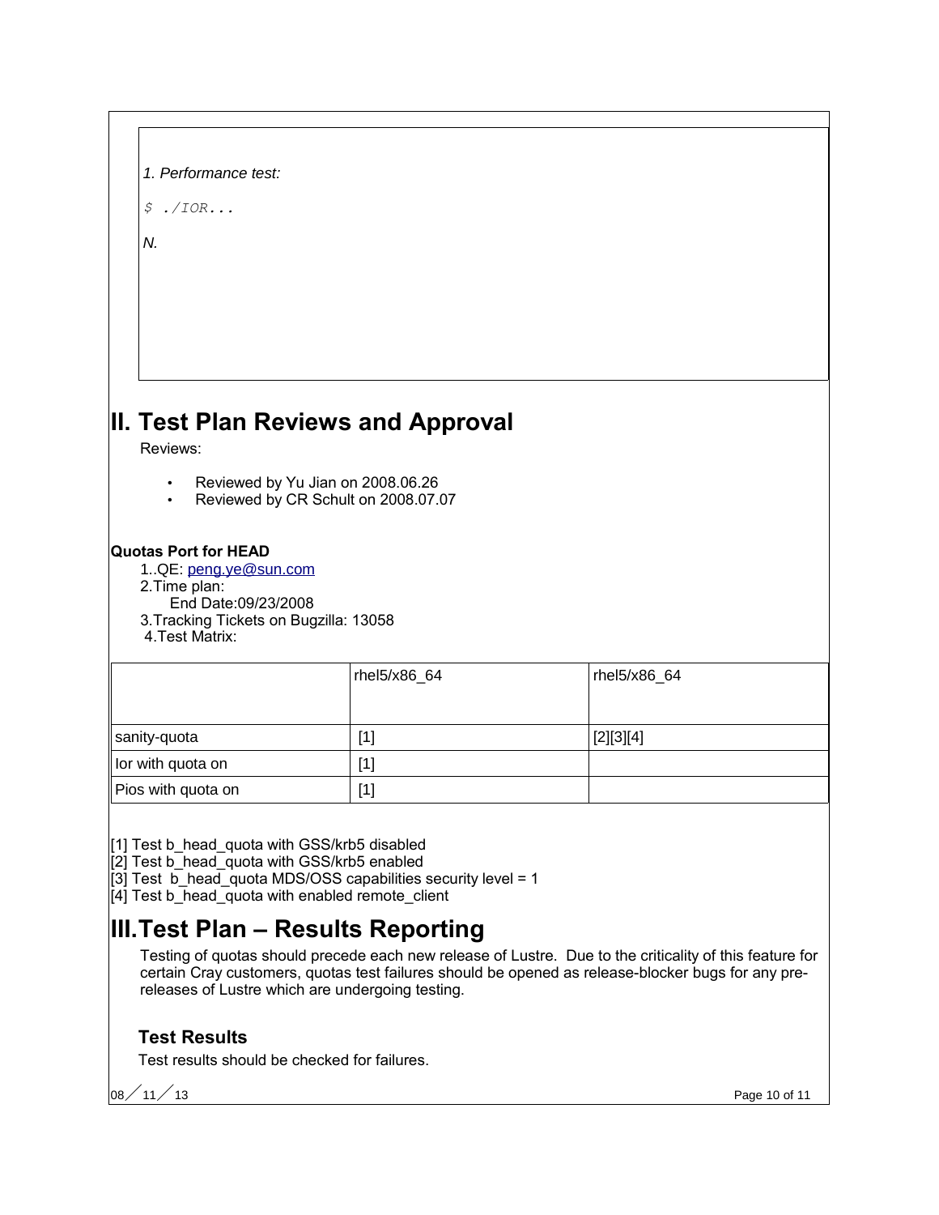*1. Performance test:*

```
$ ./IOR...
```

*N.*

# II. Test Plan Reviews and Approval

Reviews:

- Reviewed by Yu Jian on 2008.06.26
- Reviewed by CR Schult on 2008.07.07

**Quotas Port for HEAD**

1..QE: peng.ye@sun.com
2.Time plan:
End Date:09/23/2008
3.Tracking Tickets on Bugzilla: 13058
4.Test Matrix:

| | rhel5/x86_64 | rhel5/x86_64 |
|---|---|---|
| sanity-quota | [1] | [2][3][4] |
| Ior with quota on | [1] | |
| Pios with quota on | [1] | |

[1] Test b_head_quota with GSS/krb5 disabled
[2] Test b_head_quota with GSS/krb5 enabled
[3] Test b_head_quota MDS/OSS capabilities security level = 1
[4] Test b_head_quota with enabled remote_client

# III.Test Plan – Results Reporting

Testing of quotas should precede each new release of Lustre. Due to the criticality of this feature for certain Cray customers, quotas test failures should be opened as release-blocker bugs for any pre-releases of Lustre which are undergoing testing.

## Test Results

Test results should be checked for failures.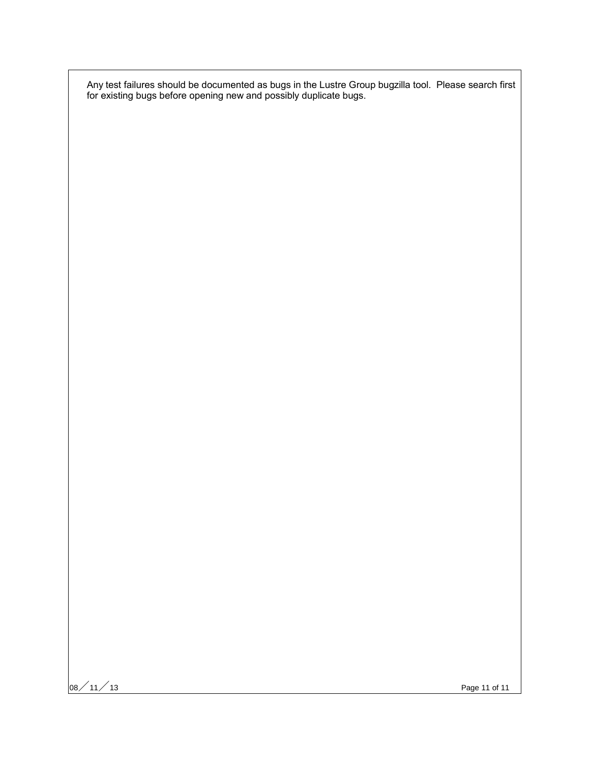Any test failures should be documented as bugs in the Lustre Group bugzilla tool. Please search first for existing bugs before opening new and possibly duplicate bugs.